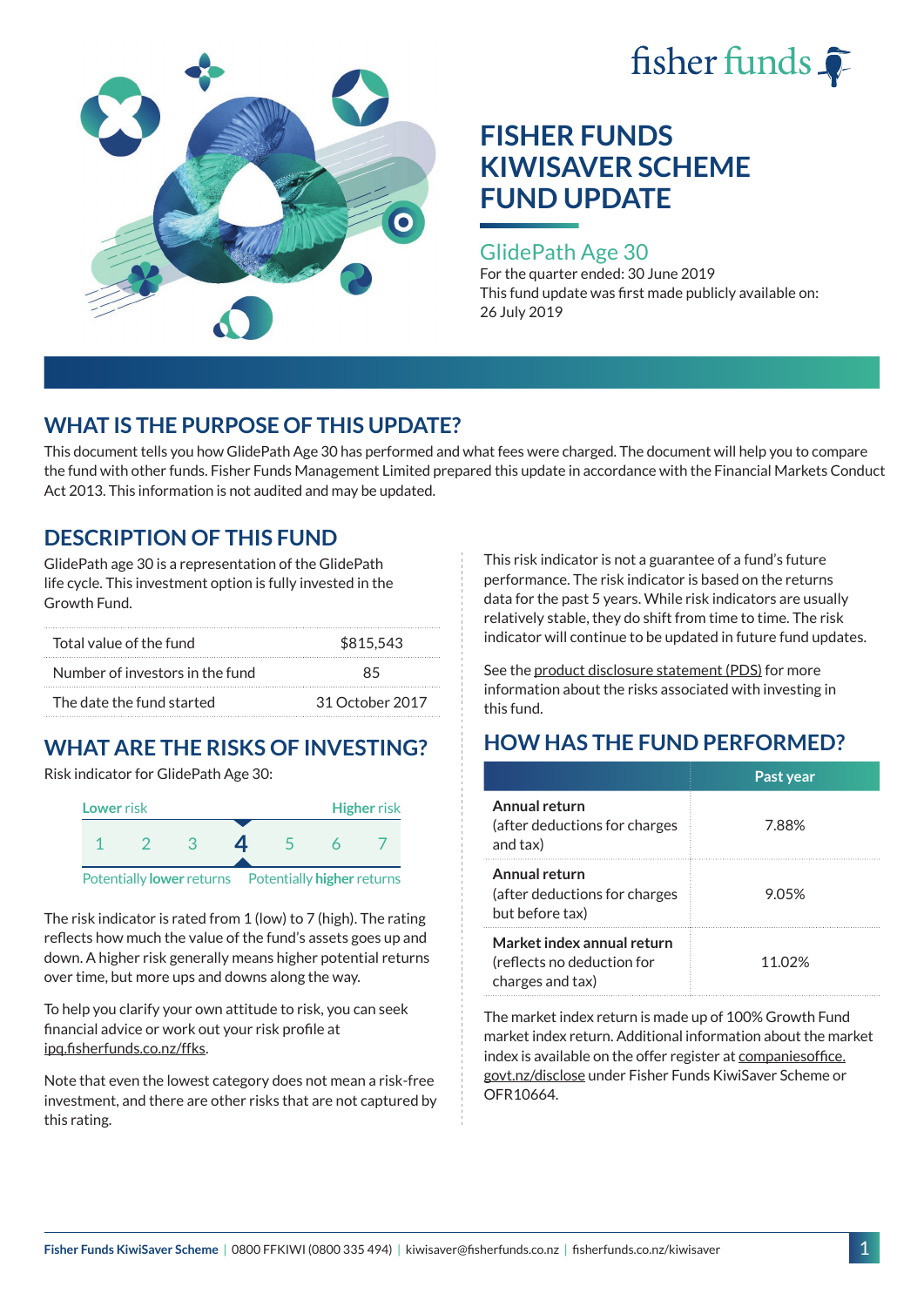fisher funds

# FISHER FUNDS KIWISAVER SCHEME FUND UPDATE

## GlidePath Age 30

For the quarter ended: 30 June 2019

This fund update was first made publicly available on: 26 July 2019

## WHAT IS THE PURPOSE OF THIS UPDATE?

This document tells you how GlidePath Age 30 has performed and what fees were charged. The document will help you to compare the fund with other funds. Fisher Funds Management Limited prepared this update in accordance with the Financial Markets Conduct Act 2013. This information is not audited and may be updated.

## DESCRIPTION OF THIS FUND

GlidePath age 30 is a representation of the GlidePath life cycle. This investment option is fully invested in the Growth Fund.

| | |
|---|---|
| Total value of the fund | $815,543 |
| Number of investors in the fund | 85 |
| The date the fund started | 31 October 2017 |

## WHAT ARE THE RISKS OF INVESTING?

Risk indicator for GlidePath Age 30:

Lower risk — Higher risk

1 2 3 **4** 5 6 7

Potentially **lower** returns — Potentially **higher** returns

The risk indicator is rated from 1 (low) to 7 (high). The rating reflects how much the value of the fund's assets goes up and down. A higher risk generally means higher potential returns over time, but more ups and downs along the way.

To help you clarify your own attitude to risk, you can seek financial advice or work out your risk profile at ipq.fisherfunds.co.nz/ffks.

Note that even the lowest category does not mean a risk-free investment, and there are other risks that are not captured by this rating.

This risk indicator is not a guarantee of a fund's future performance. The risk indicator is based on the returns data for the past 5 years. While risk indicators are usually relatively stable, they do shift from time to time. The risk indicator will continue to be updated in future fund updates.

See the product disclosure statement (PDS) for more information about the risks associated with investing in this fund.

## HOW HAS THE FUND PERFORMED?

| | Past year |
|---|---|
| **Annual return** (after deductions for charges and tax) | 7.88% |
| **Annual return** (after deductions for charges but before tax) | 9.05% |
| **Market index annual return** (reflects no deduction for charges and tax) | 11.02% |

The market index return is made up of 100% Growth Fund market index return. Additional information about the market index is available on the offer register at companiesoffice.govt.nz/disclose under Fisher Funds KiwiSaver Scheme or OFR10664.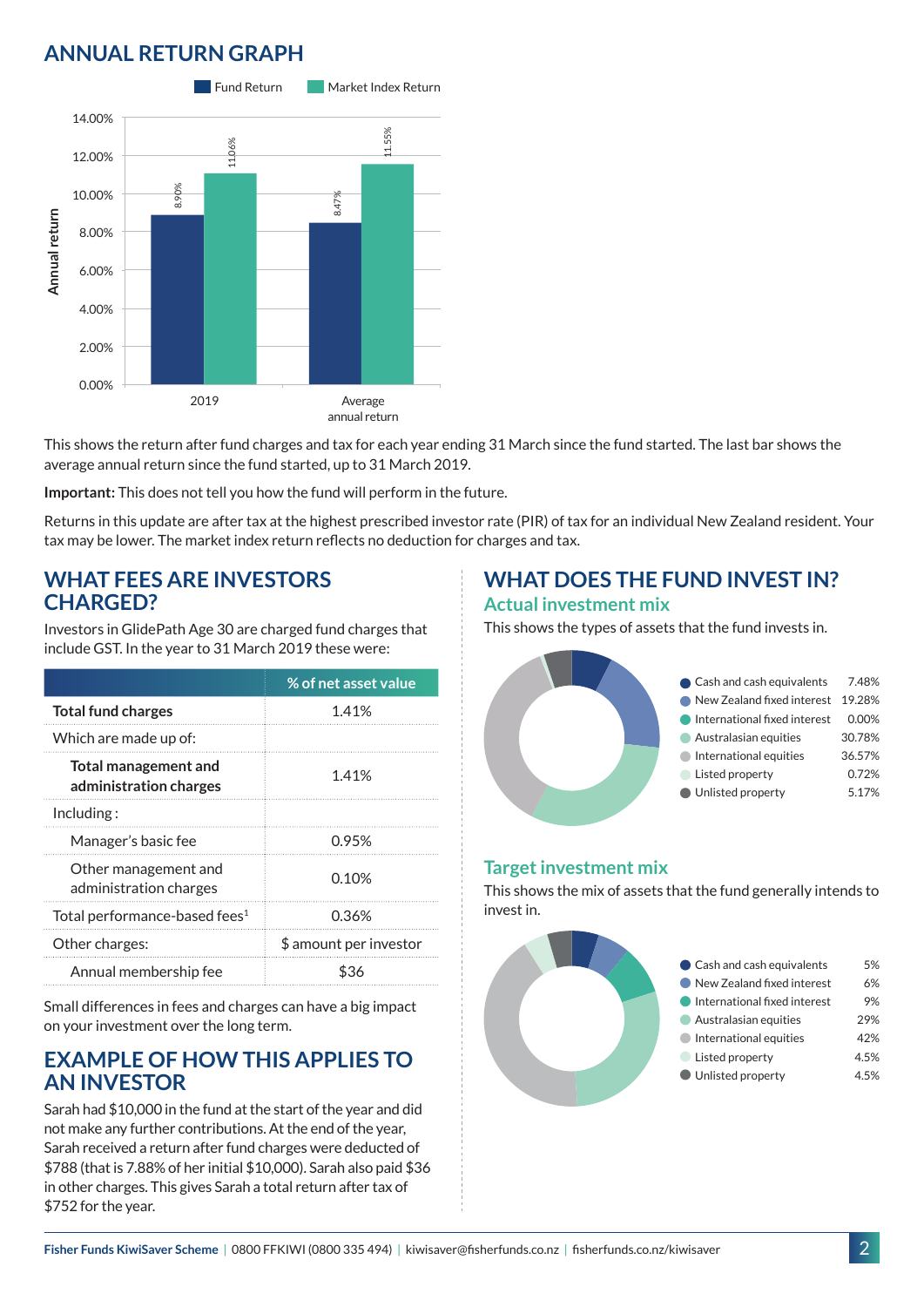## ANNUAL RETURN GRAPH

| | Fund Return | Market Index Return |
|---|---|---|
| 2019 | 8.90% | 11.06% |
| Average annual return | 8.47% | 11.55% |

This shows the return after fund charges and tax for each year ending 31 March since the fund started. The last bar shows the average annual return since the fund started, up to 31 March 2019.

**Important:** This does not tell you how the fund will perform in the future.

Returns in this update are after tax at the highest prescribed investor rate (PIR) of tax for an individual New Zealand resident. Your tax may be lower. The market index return reflects no deduction for charges and tax.

## WHAT FEES ARE INVESTORS CHARGED?

Investors in GlidePath Age 30 are charged fund charges that include GST. In the year to 31 March 2019 these were:

| | % of net asset value |
|---|---|
| **Total fund charges** | 1.41% |
| Which are made up of: | |
| **Total management and administration charges** | 1.41% |
| Including : | |
| Manager's basic fee | 0.95% |
| Other management and administration charges | 0.10% |
| Total performance-based fees[1] | 0.36% |
| Other charges: | $ amount per investor |
| Annual membership fee | $36 |

Small differences in fees and charges can have a big impact on your investment over the long term.

## EXAMPLE OF HOW THIS APPLIES TO AN INVESTOR

Sarah had $10,000 in the fund at the start of the year and did not make any further contributions. At the end of the year, Sarah received a return after fund charges were deducted of $788 (that is 7.88% of her initial $10,000). Sarah also paid $36 in other charges. This gives Sarah a total return after tax of $752 for the year.

## WHAT DOES THE FUND INVEST IN?

### Actual investment mix

This shows the types of assets that the fund invests in.

| Asset | % |
|---|---|
| Cash and cash equivalents | 7.48% |
| New Zealand fixed interest | 19.28% |
| International fixed interest | 0.00% |
| Australasian equities | 30.78% |
| International equities | 36.57% |
| Listed property | 0.72% |
| Unlisted property | 5.17% |

### Target investment mix

This shows the mix of assets that the fund generally intends to invest in.

| Asset | % |
|---|---|
| Cash and cash equivalents | 5% |
| New Zealand fixed interest | 6% |
| International fixed interest | 9% |
| Australasian equities | 29% |
| International equities | 42% |
| Listed property | 4.5% |
| Unlisted property | 4.5% |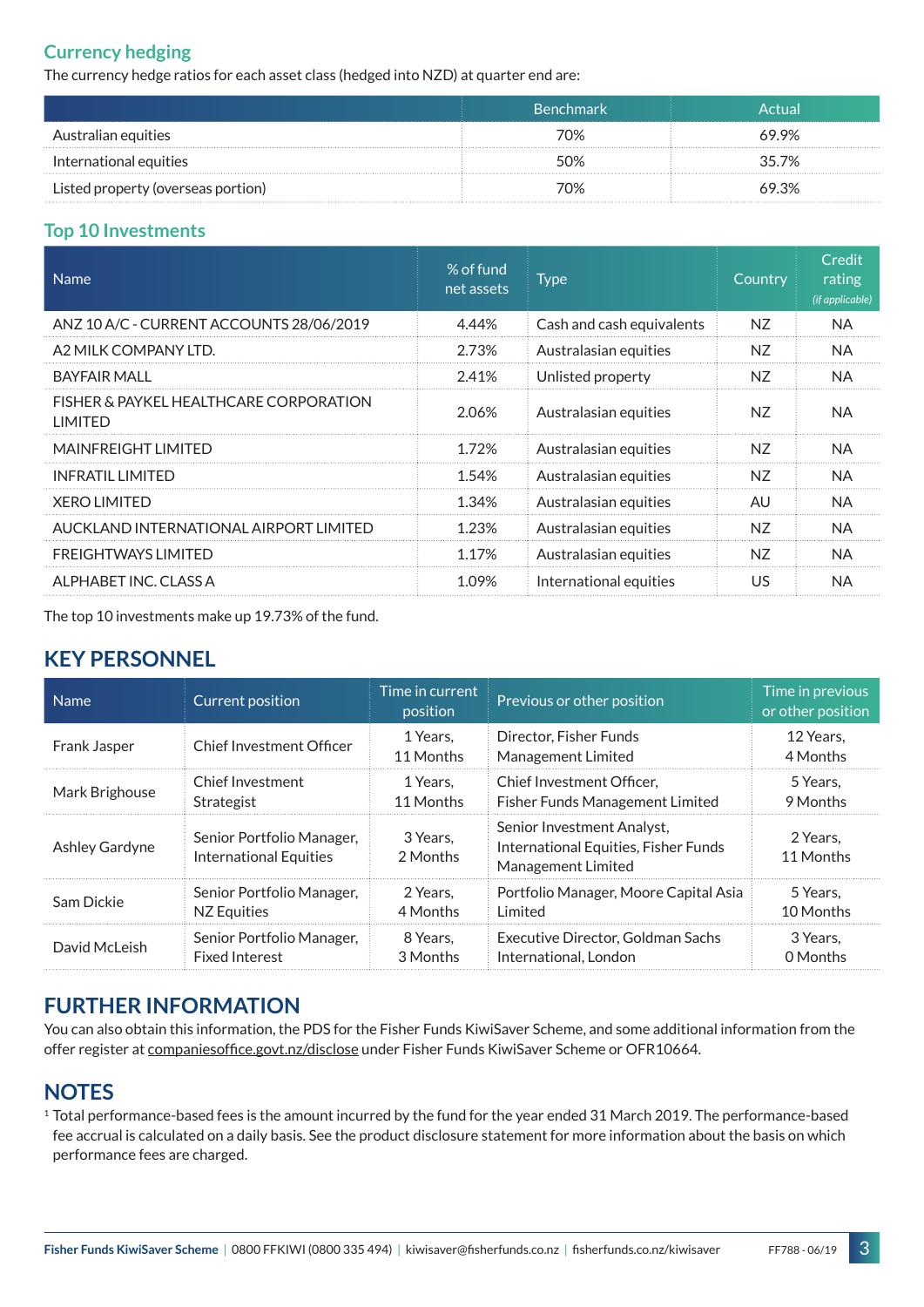## Currency hedging

The currency hedge ratios for each asset class (hedged into NZD) at quarter end are:

| | Benchmark | Actual |
|---|---|---|
| Australian equities | 70% | 69.9% |
| International equities | 50% | 35.7% |
| Listed property (overseas portion) | 70% | 69.3% |

## Top 10 Investments

| Name | % of fund net assets | Type | Country | Credit rating *(if applicable)* |
|---|---|---|---|---|
| ANZ 10 A/C - CURRENT ACCOUNTS 28/06/2019 | 4.44% | Cash and cash equivalents | NZ | NA |
| A2 MILK COMPANY LTD. | 2.73% | Australasian equities | NZ | NA |
| BAYFAIR MALL | 2.41% | Unlisted property | NZ | NA |
| FISHER & PAYKEL HEALTHCARE CORPORATION LIMITED | 2.06% | Australasian equities | NZ | NA |
| MAINFREIGHT LIMITED | 1.72% | Australasian equities | NZ | NA |
| INFRATIL LIMITED | 1.54% | Australasian equities | NZ | NA |
| XERO LIMITED | 1.34% | Australasian equities | AU | NA |
| AUCKLAND INTERNATIONAL AIRPORT LIMITED | 1.23% | Australasian equities | NZ | NA |
| FREIGHTWAYS LIMITED | 1.17% | Australasian equities | NZ | NA |
| ALPHABET INC. CLASS A | 1.09% | International equities | US | NA |

The top 10 investments make up 19.73% of the fund.

# KEY PERSONNEL

| Name | Current position | Time in current position | Previous or other position | Time in previous or other position |
|---|---|---|---|---|
| Frank Jasper | Chief Investment Officer | 1 Years, 11 Months | Director, Fisher Funds Management Limited | 12 Years, 4 Months |
| Mark Brighouse | Chief Investment Strategist | 1 Years, 11 Months | Chief Investment Officer, Fisher Funds Management Limited | 5 Years, 9 Months |
| Ashley Gardyne | Senior Portfolio Manager, International Equities | 3 Years, 2 Months | Senior Investment Analyst, International Equities, Fisher Funds Management Limited | 2 Years, 11 Months |
| Sam Dickie | Senior Portfolio Manager, NZ Equities | 2 Years, 4 Months | Portfolio Manager, Moore Capital Asia Limited | 5 Years, 10 Months |
| David McLeish | Senior Portfolio Manager, Fixed Interest | 8 Years, 3 Months | Executive Director, Goldman Sachs International, London | 3 Years, 0 Months |

# FURTHER INFORMATION

You can also obtain this information, the PDS for the Fisher Funds KiwiSaver Scheme, and some additional information from the offer register at companiesoffice.govt.nz/disclose under Fisher Funds KiwiSaver Scheme or OFR10664.

# NOTES

[1] Total performance-based fees is the amount incurred by the fund for the year ended 31 March 2019. The performance-based fee accrual is calculated on a daily basis. See the product disclosure statement for more information about the basis on which performance fees are charged.

**Fisher Funds KiwiSaver Scheme** | 0800 FFKIWI (0800 335 494) | kiwisaver@fisherfunds.co.nz | fisherfunds.co.nz/kiwisaver FF788 - 06/19